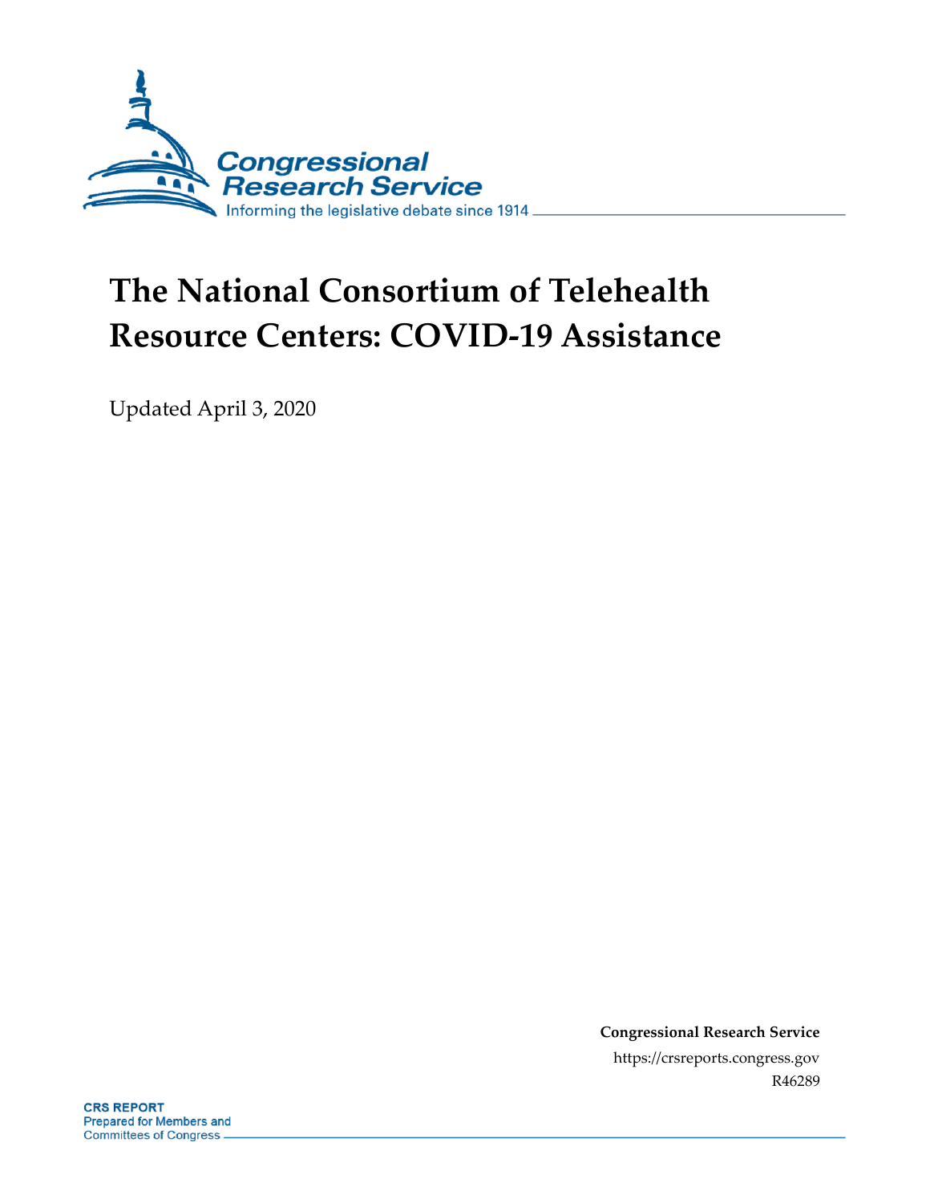# The National Consortium of Telehealth Resource Centers: COVID-19 Assistance

Updated April 3, 2020

**Congressional Research Service**

https://crsreports.congress.gov

R46289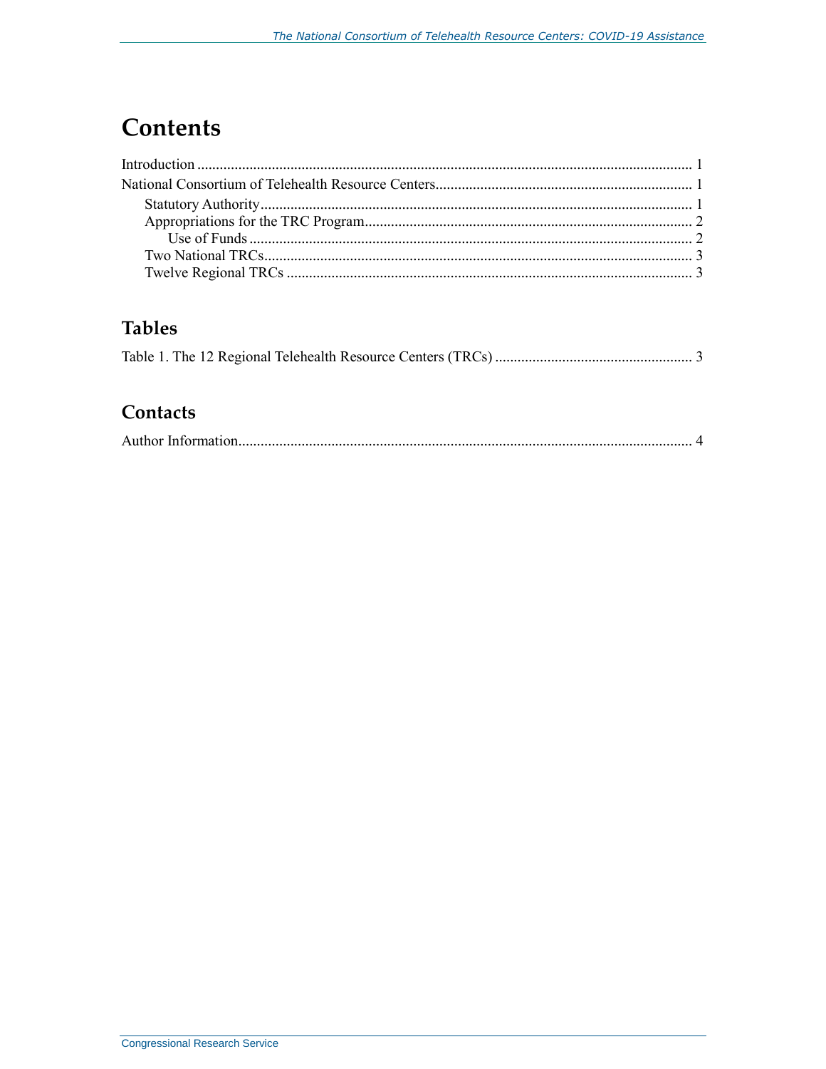# Contents

Introduction ..................................................................................................................... 1
National Consortium of Telehealth Resource Centers..................................................................... 1
  Statutory Authority ................................................................................................................ 1
  Appropriations for the TRC Program ....................................................................................... 2
    Use of Funds ...................................................................................................................... 2
  Two National TRCs.................................................................................................................. 3
  Twelve Regional TRCs ............................................................................................................ 3

## Tables

Table 1. The 12 Regional Telehealth Resource Centers (TRCs) ..................................................... 3

## Contacts

Author Information........................................................................................................................ 4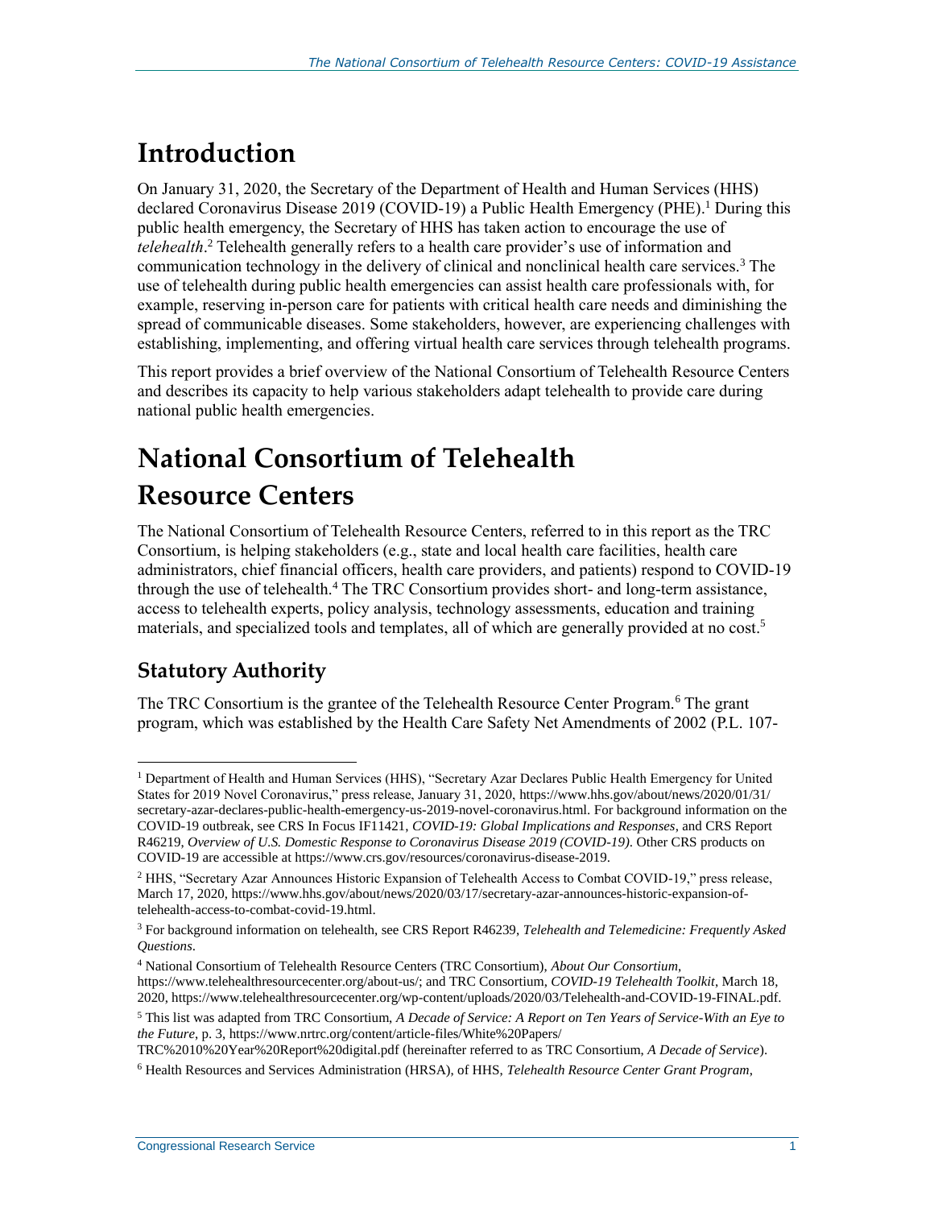# Introduction

On January 31, 2020, the Secretary of the Department of Health and Human Services (HHS) declared Coronavirus Disease 2019 (COVID-19) a Public Health Emergency (PHE).[1] During this public health emergency, the Secretary of HHS has taken action to encourage the use of *telehealth*.[2] Telehealth generally refers to a health care provider's use of information and communication technology in the delivery of clinical and nonclinical health care services.[3] The use of telehealth during public health emergencies can assist health care professionals with, for example, reserving in-person care for patients with critical health care needs and diminishing the spread of communicable diseases. Some stakeholders, however, are experiencing challenges with establishing, implementing, and offering virtual health care services through telehealth programs.

This report provides a brief overview of the National Consortium of Telehealth Resource Centers and describes its capacity to help various stakeholders adapt telehealth to provide care during national public health emergencies.

# National Consortium of Telehealth Resource Centers

The National Consortium of Telehealth Resource Centers, referred to in this report as the TRC Consortium, is helping stakeholders (e.g., state and local health care facilities, health care administrators, chief financial officers, health care providers, and patients) respond to COVID-19 through the use of telehealth.[4] The TRC Consortium provides short- and long-term assistance, access to telehealth experts, policy analysis, technology assessments, education and training materials, and specialized tools and templates, all of which are generally provided at no cost.[5]

## Statutory Authority

The TRC Consortium is the grantee of the Telehealth Resource Center Program.[6] The grant program, which was established by the Health Care Safety Net Amendments of 2002 (P.L. 107-

---

[1] Department of Health and Human Services (HHS), "Secretary Azar Declares Public Health Emergency for United States for 2019 Novel Coronavirus," press release, January 31, 2020, https://www.hhs.gov/about/news/2020/01/31/secretary-azar-declares-public-health-emergency-us-2019-novel-coronavirus.html. For background information on the COVID-19 outbreak, see CRS In Focus IF11421, *COVID-19: Global Implications and Responses*, and CRS Report R46219, *Overview of U.S. Domestic Response to Coronavirus Disease 2019 (COVID-19)*. Other CRS products on COVID-19 are accessible at https://www.crs.gov/resources/coronavirus-disease-2019.

[2] HHS, "Secretary Azar Announces Historic Expansion of Telehealth Access to Combat COVID-19," press release, March 17, 2020, https://www.hhs.gov/about/news/2020/03/17/secretary-azar-announces-historic-expansion-of-telehealth-access-to-combat-covid-19.html.

[3] For background information on telehealth, see CRS Report R46239, *Telehealth and Telemedicine: Frequently Asked Questions*.

[4] National Consortium of Telehealth Resource Centers (TRC Consortium), *About Our Consortium*, https://www.telehealthresourcecenter.org/about-us/; and TRC Consortium, *COVID-19 Telehealth Toolkit*, March 18, 2020, https://www.telehealthresourcecenter.org/wp-content/uploads/2020/03/Telehealth-and-COVID-19-FINAL.pdf.

[5] This list was adapted from TRC Consortium, *A Decade of Service: A Report on Ten Years of Service-With an Eye to the Future*, p. 3, https://www.nrtrc.org/content/article-files/White%20Papers/TRC%2010%20Year%20Report%20digital.pdf (hereinafter referred to as TRC Consortium, *A Decade of Service*).

[6] Health Resources and Services Administration (HRSA), of HHS, *Telehealth Resource Center Grant Program*,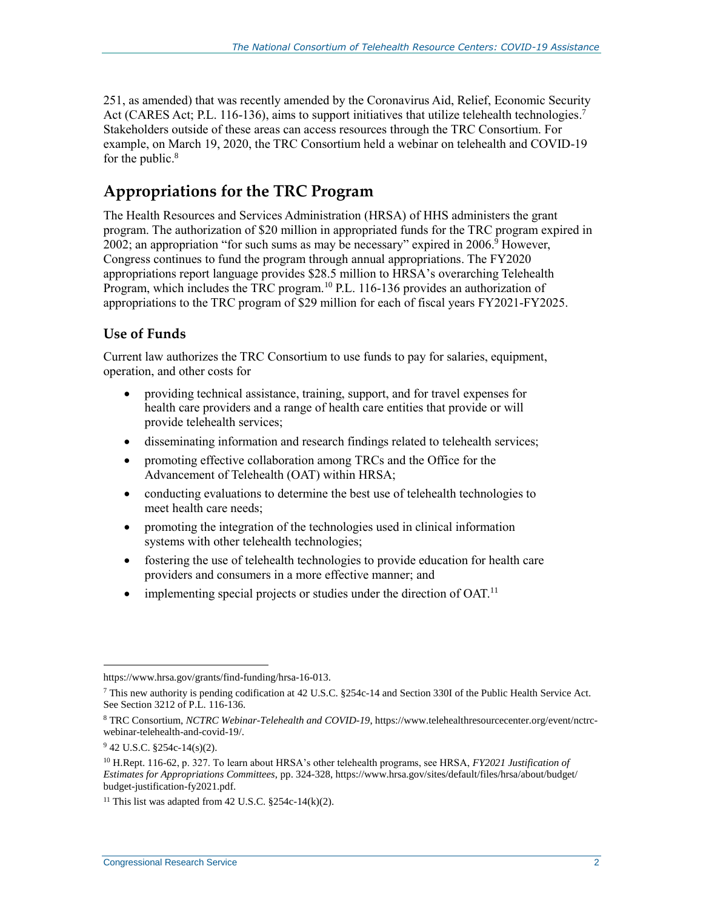251, as amended) that was recently amended by the Coronavirus Aid, Relief, Economic Security Act (CARES Act; P.L. 116-136), aims to support initiatives that utilize telehealth technologies.[7] Stakeholders outside of these areas can access resources through the TRC Consortium. For example, on March 19, 2020, the TRC Consortium held a webinar on telehealth and COVID-19 for the public.[8]

## Appropriations for the TRC Program

The Health Resources and Services Administration (HRSA) of HHS administers the grant program. The authorization of $20 million in appropriated funds for the TRC program expired in 2002; an appropriation "for such sums as may be necessary" expired in 2006.[9] However, Congress continues to fund the program through annual appropriations. The FY2020 appropriations report language provides $28.5 million to HRSA's overarching Telehealth Program, which includes the TRC program.[10] P.L. 116-136 provides an authorization of appropriations to the TRC program of $29 million for each of fiscal years FY2021-FY2025.

### Use of Funds

Current law authorizes the TRC Consortium to use funds to pay for salaries, equipment, operation, and other costs for

- providing technical assistance, training, support, and for travel expenses for health care providers and a range of health care entities that provide or will provide telehealth services;
- disseminating information and research findings related to telehealth services;
- promoting effective collaboration among TRCs and the Office for the Advancement of Telehealth (OAT) within HRSA;
- conducting evaluations to determine the best use of telehealth technologies to meet health care needs;
- promoting the integration of the technologies used in clinical information systems with other telehealth technologies;
- fostering the use of telehealth technologies to provide education for health care providers and consumers in a more effective manner; and
- implementing special projects or studies under the direction of OAT.[11]

---

https://www.hrsa.gov/grants/find-funding/hrsa-16-013.

[7] This new authority is pending codification at 42 U.S.C. §254c-14 and Section 330I of the Public Health Service Act. See Section 3212 of P.L. 116-136.

[8] TRC Consortium, *NCTRC Webinar-Telehealth and COVID-19*, https://www.telehealthresourcecenter.org/event/nctrc-webinar-telehealth-and-covid-19/.

[9] 42 U.S.C. §254c-14(s)(2).

[10] H.Rept. 116-62, p. 327. To learn about HRSA's other telehealth programs, see HRSA, *FY2021 Justification of Estimates for Appropriations Committees*, pp. 324-328, https://www.hrsa.gov/sites/default/files/hrsa/about/budget/budget-justification-fy2021.pdf.

[11] This list was adapted from 42 U.S.C. §254c-14(k)(2).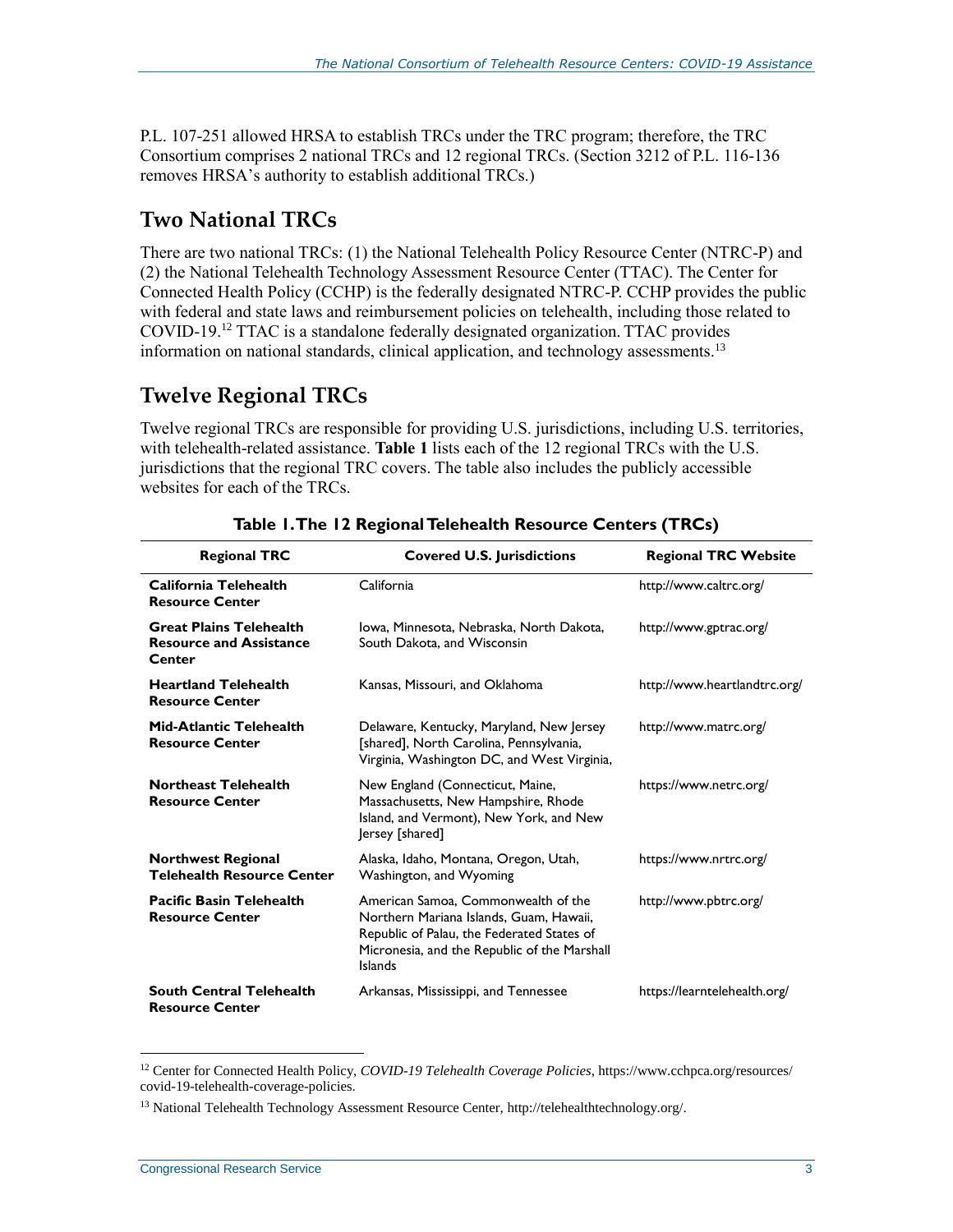P.L. 107-251 allowed HRSA to establish TRCs under the TRC program; therefore, the TRC Consortium comprises 2 national TRCs and 12 regional TRCs. (Section 3212 of P.L. 116-136 removes HRSA's authority to establish additional TRCs.)

## Two National TRCs

There are two national TRCs: (1) the National Telehealth Policy Resource Center (NTRC-P) and (2) the National Telehealth Technology Assessment Resource Center (TTAC). The Center for Connected Health Policy (CCHP) is the federally designated NTRC-P. CCHP provides the public with federal and state laws and reimbursement policies on telehealth, including those related to COVID-19.[12] TTAC is a standalone federally designated organization. TTAC provides information on national standards, clinical application, and technology assessments.[13]

## Twelve Regional TRCs

Twelve regional TRCs are responsible for providing U.S. jurisdictions, including U.S. territories, with telehealth-related assistance. **Table 1** lists each of the 12 regional TRCs with the U.S. jurisdictions that the regional TRC covers. The table also includes the publicly accessible websites for each of the TRCs.

**Table 1. The 12 Regional Telehealth Resource Centers (TRCs)**

| Regional TRC | Covered U.S. Jurisdictions | Regional TRC Website |
|---|---|---|
| **California Telehealth Resource Center** | California | http://www.caltrc.org/ |
| **Great Plains Telehealth Resource and Assistance Center** | Iowa, Minnesota, Nebraska, North Dakota, South Dakota, and Wisconsin | http://www.gptrac.org/ |
| **Heartland Telehealth Resource Center** | Kansas, Missouri, and Oklahoma | http://www.heartlandtrc.org/ |
| **Mid-Atlantic Telehealth Resource Center** | Delaware, Kentucky, Maryland, New Jersey [shared], North Carolina, Pennsylvania, Virginia, Washington DC, and West Virginia, | http://www.matrc.org/ |
| **Northeast Telehealth Resource Center** | New England (Connecticut, Maine, Massachusetts, New Hampshire, Rhode Island, and Vermont), New York, and New Jersey [shared] | https://www.netrc.org/ |
| **Northwest Regional Telehealth Resource Center** | Alaska, Idaho, Montana, Oregon, Utah, Washington, and Wyoming | https://www.nrtrc.org/ |
| **Pacific Basin Telehealth Resource Center** | American Samoa, Commonwealth of the Northern Mariana Islands, Guam, Hawaii, Republic of Palau, the Federated States of Micronesia, and the Republic of the Marshall Islands | http://www.pbtrc.org/ |
| **South Central Telehealth Resource Center** | Arkansas, Mississippi, and Tennessee | https://learntelehealth.org/ |

[12] Center for Connected Health Policy, *COVID-19 Telehealth Coverage Policies*, https://www.cchpca.org/resources/covid-19-telehealth-coverage-policies.

[13] National Telehealth Technology Assessment Resource Center, http://telehealthtechnology.org/.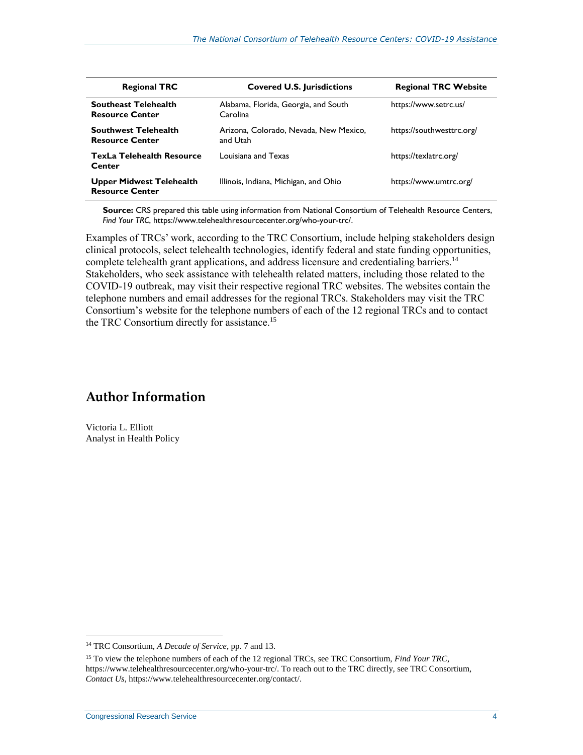| Regional TRC | Covered U.S. Jurisdictions | Regional TRC Website |
| --- | --- | --- |
| **Southeast Telehealth Resource Center** | Alabama, Florida, Georgia, and South Carolina | https://www.setrc.us/ |
| **Southwest Telehealth Resource Center** | Arizona, Colorado, Nevada, New Mexico, and Utah | https://southwesttrc.org/ |
| **TexLa Telehealth Resource Center** | Louisiana and Texas | https://texlatrc.org/ |
| **Upper Midwest Telehealth Resource Center** | Illinois, Indiana, Michigan, and Ohio | https://www.umtrc.org/ |

**Source:** CRS prepared this table using information from National Consortium of Telehealth Resource Centers, *Find Your TRC*, https://www.telehealthresourcecenter.org/who-your-trc/.

Examples of TRCs' work, according to the TRC Consortium, include helping stakeholders design clinical protocols, select telehealth technologies, identify federal and state funding opportunities, complete telehealth grant applications, and address licensure and credentialing barriers.[14] Stakeholders, who seek assistance with telehealth related matters, including those related to the COVID-19 outbreak, may visit their respective regional TRC websites. The websites contain the telephone numbers and email addresses for the regional TRCs. Stakeholders may visit the TRC Consortium's website for the telephone numbers of each of the 12 regional TRCs and to contact the TRC Consortium directly for assistance.[15]

## Author Information

Victoria L. Elliott
Analyst in Health Policy

---

[14] TRC Consortium, *A Decade of Service*, pp. 7 and 13.

[15] To view the telephone numbers of each of the 12 regional TRCs, see TRC Consortium, *Find Your TRC*, https://www.telehealthresourcecenter.org/who-your-trc/. To reach out to the TRC directly, see TRC Consortium, *Contact Us*, https://www.telehealthresourcecenter.org/contact/.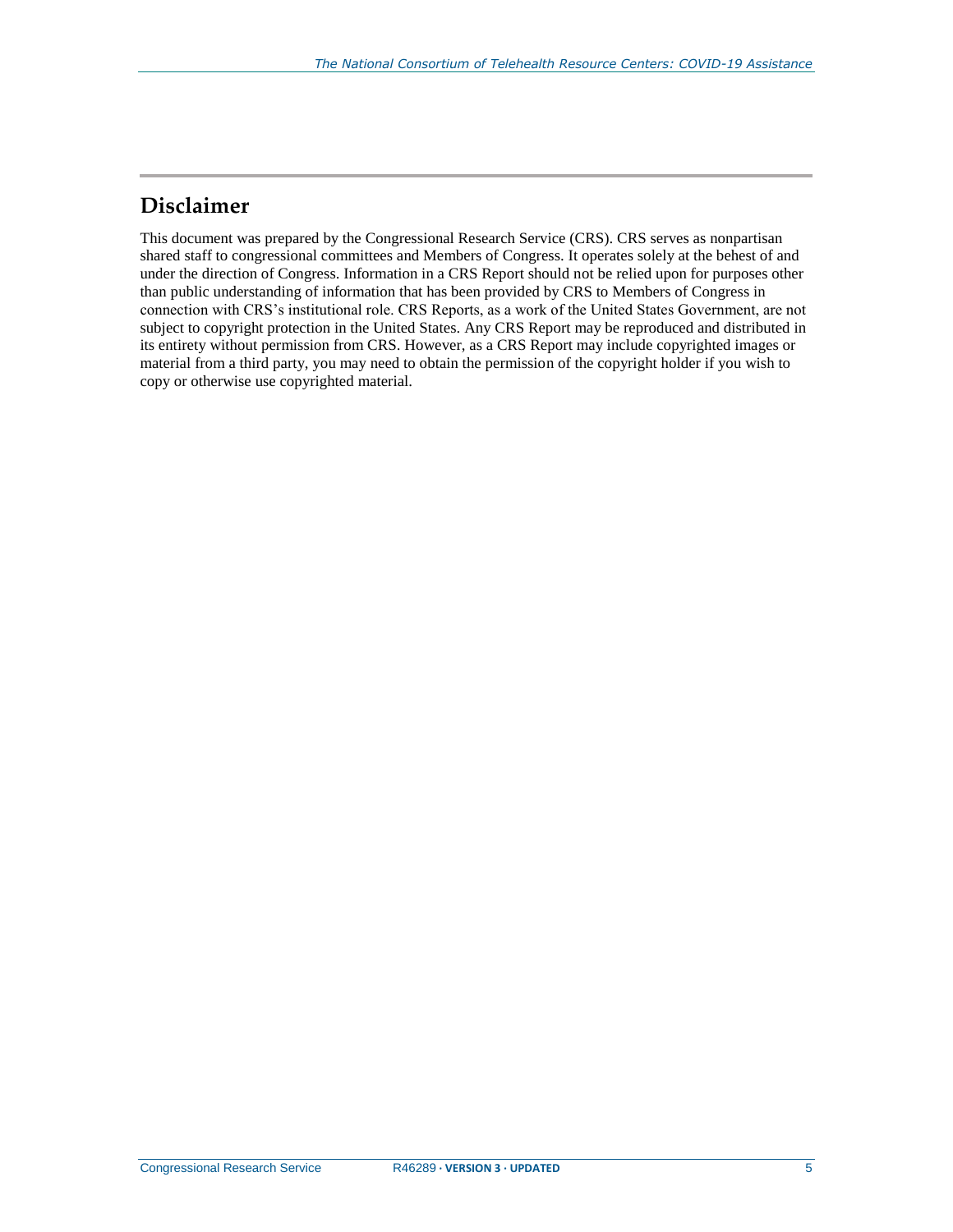## Disclaimer

This document was prepared by the Congressional Research Service (CRS). CRS serves as nonpartisan shared staff to congressional committees and Members of Congress. It operates solely at the behest of and under the direction of Congress. Information in a CRS Report should not be relied upon for purposes other than public understanding of information that has been provided by CRS to Members of Congress in connection with CRS's institutional role. CRS Reports, as a work of the United States Government, are not subject to copyright protection in the United States. Any CRS Report may be reproduced and distributed in its entirety without permission from CRS. However, as a CRS Report may include copyrighted images or material from a third party, you may need to obtain the permission of the copyright holder if you wish to copy or otherwise use copyrighted material.